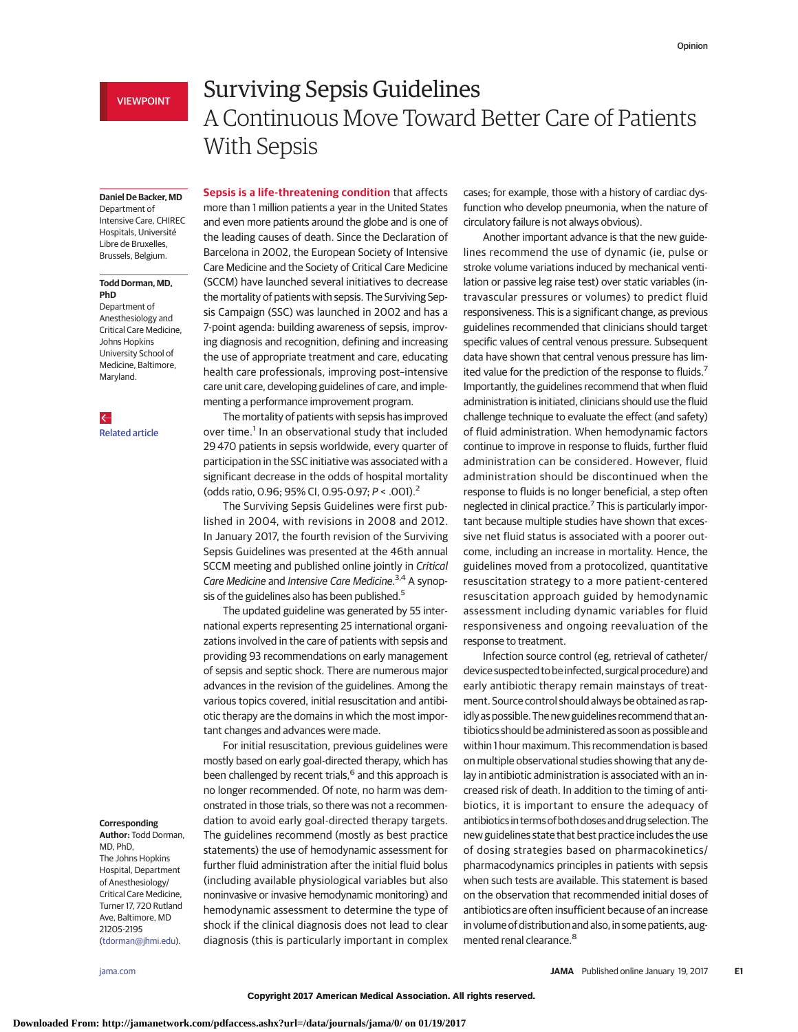VIEWPOINT

# Surviving Sepsis Guidelines
## A Continuous Move Toward Better Care of Patients With Sepsis

**Daniel De Backer, MD**
Department of Intensive Care, CHIREC Hospitals, Université Libre de Bruxelles, Brussels, Belgium.

**Todd Dorman, MD, PhD**
Department of Anesthesiology and Critical Care Medicine, Johns Hopkins University School of Medicine, Baltimore, Maryland.

Related article

**Corresponding Author:** Todd Dorman, MD, PhD, The Johns Hopkins Hospital, Department of Anesthesiology/Critical Care Medicine, Turner 17, 720 Rutland Ave, Baltimore, MD 21205-2195 (tdorman@jhmi.edu).

**Sepsis is a life-threatening condition** that affects more than 1 million patients a year in the United States and even more patients around the globe and is one of the leading causes of death. Since the Declaration of Barcelona in 2002, the European Society of Intensive Care Medicine and the Society of Critical Care Medicine (SCCM) have launched several initiatives to decrease the mortality of patients with sepsis. The Surviving Sepsis Campaign (SSC) was launched in 2002 and has a 7-point agenda: building awareness of sepsis, improving diagnosis and recognition, defining and increasing the use of appropriate treatment and care, educating health care professionals, improving post–intensive care unit care, developing guidelines of care, and implementing a performance improvement program.

The mortality of patients with sepsis has improved over time.[1] In an observational study that included 29 470 patients in sepsis worldwide, every quarter of participation in the SSC initiative was associated with a significant decrease in the odds of hospital mortality (odds ratio, 0.96; 95% CI, 0.95-0.97; $P < .001$).[2]

The Surviving Sepsis Guidelines were first published in 2004, with revisions in 2008 and 2012. In January 2017, the fourth revision of the Surviving Sepsis Guidelines was presented at the 46th annual SCCM meeting and published online jointly in *Critical Care Medicine* and *Intensive Care Medicine*.[3,4] A synopsis of the guidelines also has been published.[5]

The updated guideline was generated by 55 international experts representing 25 international organizations involved in the care of patients with sepsis and providing 93 recommendations on early management of sepsis and septic shock. There are numerous major advances in the revision of the guidelines. Among the various topics covered, initial resuscitation and antibiotic therapy are the domains in which the most important changes and advances were made.

For initial resuscitation, previous guidelines were mostly based on early goal-directed therapy, which has been challenged by recent trials,[6] and this approach is no longer recommended. Of note, no harm was demonstrated in those trials, so there was not a recommendation to avoid early goal-directed therapy targets. The guidelines recommend (mostly as best practice statements) the use of hemodynamic assessment for further fluid administration after the initial fluid bolus (including available physiological variables but also noninvasive or invasive hemodynamic monitoring) and hemodynamic assessment to determine the type of shock if the clinical diagnosis does not lead to clear diagnosis (this is particularly important in complex cases; for example, those with a history of cardiac dysfunction who develop pneumonia, when the nature of circulatory failure is not always obvious).

Another important advance is that the new guidelines recommend the use of dynamic (ie, pulse or stroke volume variations induced by mechanical ventilation or passive leg raise test) over static variables (intravascular pressures or volumes) to predict fluid responsiveness. This is a significant change, as previous guidelines recommended that clinicians should target specific values of central venous pressure. Subsequent data have shown that central venous pressure has limited value for the prediction of the response to fluids.[7] Importantly, the guidelines recommend that when fluid administration is initiated, clinicians should use the fluid challenge technique to evaluate the effect (and safety) of fluid administration. When hemodynamic factors continue to improve in response to fluids, further fluid administration can be considered. However, fluid administration should be discontinued when the response to fluids is no longer beneficial, a step often neglected in clinical practice.[7] This is particularly important because multiple studies have shown that excessive net fluid status is associated with a poorer outcome, including an increase in mortality. Hence, the guidelines moved from a protocolized, quantitative resuscitation strategy to a more patient-centered resuscitation approach guided by hemodynamic assessment including dynamic variables for fluid responsiveness and ongoing reevaluation of the response to treatment.

Infection source control (eg, retrieval of catheter/device suspected to be infected, surgical procedure) and early antibiotic therapy remain mainstays of treatment. Source control should always be obtained as rapidly as possible. The new guidelines recommend that antibiotics should be administered as soon as possible and within 1 hour maximum. This recommendation is based on multiple observational studies showing that any delay in antibiotic administration is associated with an increased risk of death. In addition to the timing of antibiotics, it is important to ensure the adequacy of antibiotics in terms of both doses and drug selection. The new guidelines state that best practice includes the use of dosing strategies based on pharmacokinetics/pharmacodynamics principles in patients with sepsis when such tests are available. This statement is based on the observation that recommended initial doses of antibiotics are often insufficient because of an increase in volume of distribution and also, in some patients, augmented renal clearance.[8]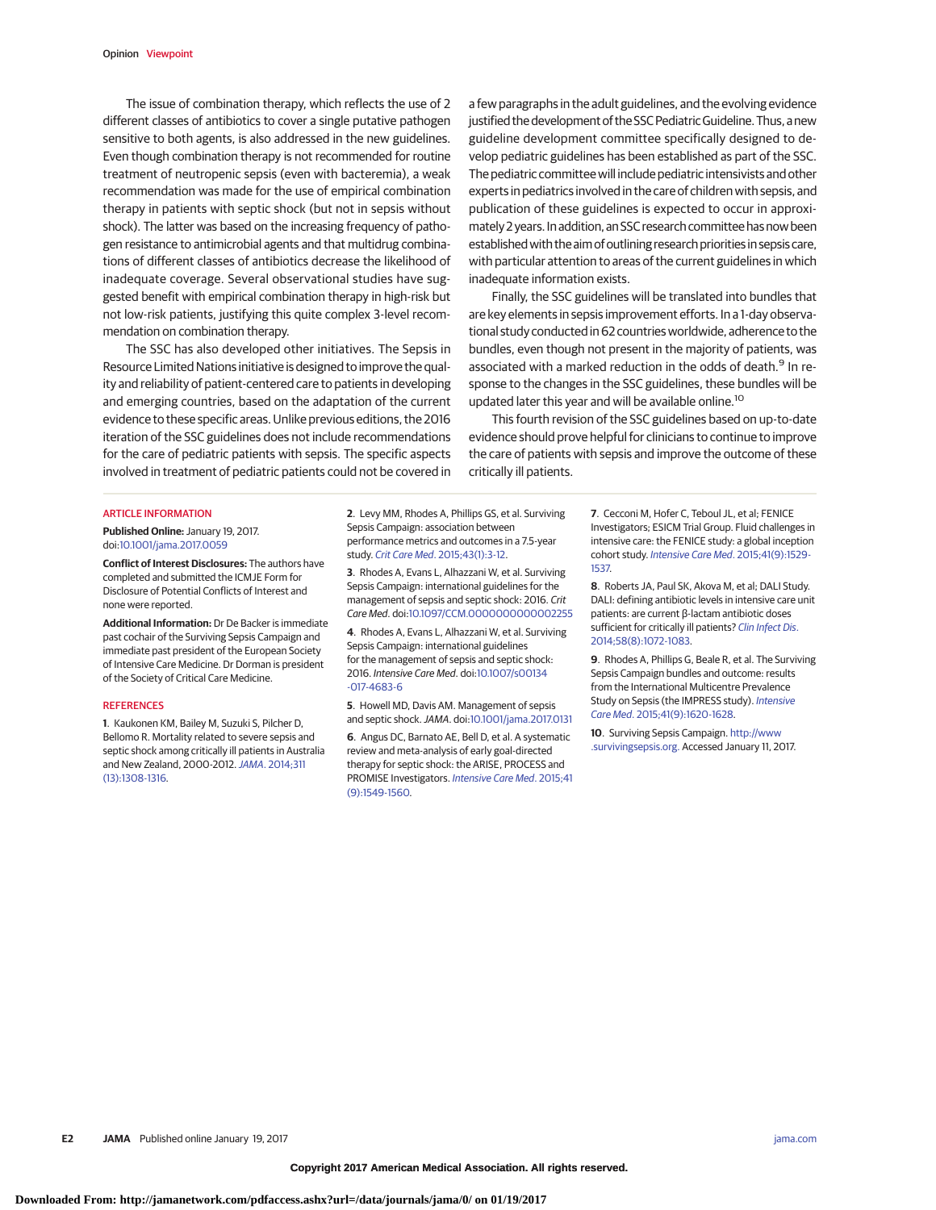The issue of combination therapy, which reflects the use of 2 different classes of antibiotics to cover a single putative pathogen sensitive to both agents, is also addressed in the new guidelines. Even though combination therapy is not recommended for routine treatment of neutropenic sepsis (even with bacteremia), a weak recommendation was made for the use of empirical combination therapy in patients with septic shock (but not in sepsis without shock). The latter was based on the increasing frequency of pathogen resistance to antimicrobial agents and that multidrug combinations of different classes of antibiotics decrease the likelihood of inadequate coverage. Several observational studies have suggested benefit with empirical combination therapy in high-risk but not low-risk patients, justifying this quite complex 3-level recommendation on combination therapy.

The SSC has also developed other initiatives. The Sepsis in Resource Limited Nations initiative is designed to improve the quality and reliability of patient-centered care to patients in developing and emerging countries, based on the adaptation of the current evidence to these specific areas. Unlike previous editions, the 2016 iteration of the SSC guidelines does not include recommendations for the care of pediatric patients with sepsis. The specific aspects involved in treatment of pediatric patients could not be covered in a few paragraphs in the adult guidelines, and the evolving evidence justified the development of the SSC Pediatric Guideline. Thus, a new guideline development committee specifically designed to develop pediatric guidelines has been established as part of the SSC. The pediatric committee will include pediatric intensivists and other experts in pediatrics involved in the care of children with sepsis, and publication of these guidelines is expected to occur in approximately 2 years. In addition, an SSC research committee has now been established with the aim of outlining research priorities in sepsis care, with particular attention to areas of the current guidelines in which inadequate information exists.

Finally, the SSC guidelines will be translated into bundles that are key elements in sepsis improvement efforts. In a 1-day observational study conducted in 62 countries worldwide, adherence to the bundles, even though not present in the majority of patients, was associated with a marked reduction in the odds of death.[9] In response to the changes in the SSC guidelines, these bundles will be updated later this year and will be available online.[10]

This fourth revision of the SSC guidelines based on up-to-date evidence should prove helpful for clinicians to continue to improve the care of patients with sepsis and improve the outcome of these critically ill patients.

## ARTICLE INFORMATION

**Published Online:** January 19, 2017. doi:10.1001/jama.2017.0059

**Conflict of Interest Disclosures:** The authors have completed and submitted the ICMJE Form for Disclosure of Potential Conflicts of Interest and none were reported.

**Additional Information:** Dr De Backer is immediate past cochair of the Surviving Sepsis Campaign and immediate past president of the European Society of Intensive Care Medicine. Dr Dorman is president of the Society of Critical Care Medicine.

## REFERENCES

**1**. Kaukonen KM, Bailey M, Suzuki S, Pilcher D, Bellomo R. Mortality related to severe sepsis and septic shock among critically ill patients in Australia and New Zealand, 2000-2012. *JAMA*. 2014;311(13):1308-1316.

**2**. Levy MM, Rhodes A, Phillips GS, et al. Surviving Sepsis Campaign: association between performance metrics and outcomes in a 7.5-year study. *Crit Care Med*. 2015;43(1):3-12.

**3**. Rhodes A, Evans L, Alhazzani W, et al. Surviving Sepsis Campaign: international guidelines for the management of sepsis and septic shock: 2016. *Crit Care Med*. doi:10.1097/CCM.0000000000002255

**4**. Rhodes A, Evans L, Alhazzani W, et al. Surviving Sepsis Campaign: international guidelines for the management of sepsis and septic shock: 2016. *Intensive Care Med*. doi:10.1007/s00134-017-4683-6

**5**. Howell MD, Davis AM. Management of sepsis and septic shock. *JAMA*. doi:10.1001/jama.2017.0131

**6**. Angus DC, Barnato AE, Bell D, et al. A systematic review and meta-analysis of early goal-directed therapy for septic shock: the ARISE, PROCESS and PROMISE Investigators. *Intensive Care Med*. 2015;41(9):1549-1560.

**7**. Cecconi M, Hofer C, Teboul JL, et al; FENICE Investigators; ESICM Trial Group. Fluid challenges in intensive care: the FENICE study: a global inception cohort study. *Intensive Care Med*. 2015;41(9):1529-1537.

**8**. Roberts JA, Paul SK, Akova M, et al; DALI Study. DALI: defining antibiotic levels in intensive care unit patients: are current β-lactam antibiotic doses sufficient for critically ill patients? *Clin Infect Dis*. 2014;58(8):1072-1083.

**9**. Rhodes A, Phillips G, Beale R, et al. The Surviving Sepsis Campaign bundles and outcome: results from the International Multicentre Prevalence Study on Sepsis (the IMPRESS study). *Intensive Care Med*. 2015;41(9):1620-1628.

**10**. Surviving Sepsis Campaign. http://www.survivingsepsis.org. Accessed January 11, 2017.